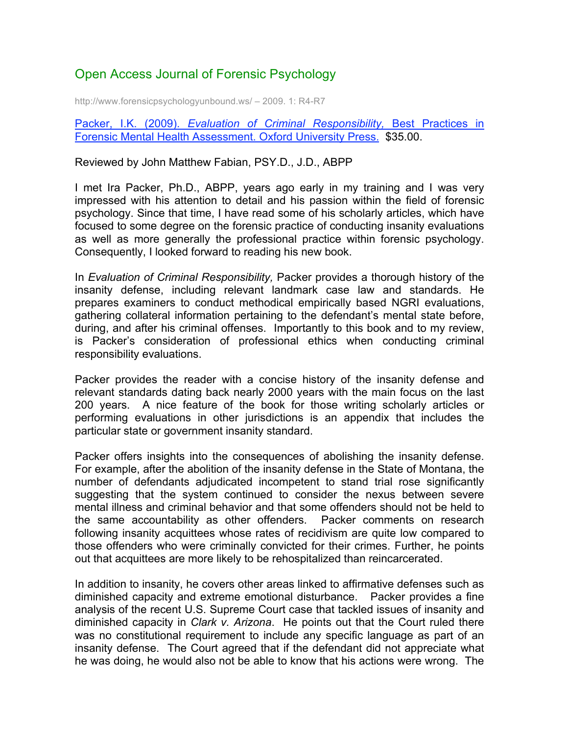# Open Access Journal of Forensic Psychology

http://www.forensicpsychologyunbound.ws/ – 2009. 1: R4-R7

[Packer, I.K. (2009). *Evaluation of Criminal Responsibility,* Best Practices in Forensic Mental Health Assessment. Oxford University Press.](#) $35.00.

Reviewed by John Matthew Fabian, PSY.D., J.D., ABPP

I met Ira Packer, Ph.D., ABPP, years ago early in my training and I was very impressed with his attention to detail and his passion within the field of forensic psychology. Since that time, I have read some of his scholarly articles, which have focused to some degree on the forensic practice of conducting insanity evaluations as well as more generally the professional practice within forensic psychology. Consequently, I looked forward to reading his new book.

In *Evaluation of Criminal Responsibility,* Packer provides a thorough history of the insanity defense, including relevant landmark case law and standards. He prepares examiners to conduct methodical empirically based NGRI evaluations, gathering collateral information pertaining to the defendant's mental state before, during, and after his criminal offenses. Importantly to this book and to my review, is Packer's consideration of professional ethics when conducting criminal responsibility evaluations.

Packer provides the reader with a concise history of the insanity defense and relevant standards dating back nearly 2000 years with the main focus on the last 200 years. A nice feature of the book for those writing scholarly articles or performing evaluations in other jurisdictions is an appendix that includes the particular state or government insanity standard.

Packer offers insights into the consequences of abolishing the insanity defense. For example, after the abolition of the insanity defense in the State of Montana, the number of defendants adjudicated incompetent to stand trial rose significantly suggesting that the system continued to consider the nexus between severe mental illness and criminal behavior and that some offenders should not be held to the same accountability as other offenders. Packer comments on research following insanity acquittees whose rates of recidivism are quite low compared to those offenders who were criminally convicted for their crimes. Further, he points out that acquittees are more likely to be rehospitalized than reincarcerated.

In addition to insanity, he covers other areas linked to affirmative defenses such as diminished capacity and extreme emotional disturbance. Packer provides a fine analysis of the recent U.S. Supreme Court case that tackled issues of insanity and diminished capacity in *Clark v. Arizona*. He points out that the Court ruled there was no constitutional requirement to include any specific language as part of an insanity defense. The Court agreed that if the defendant did not appreciate what he was doing, he would also not be able to know that his actions were wrong. The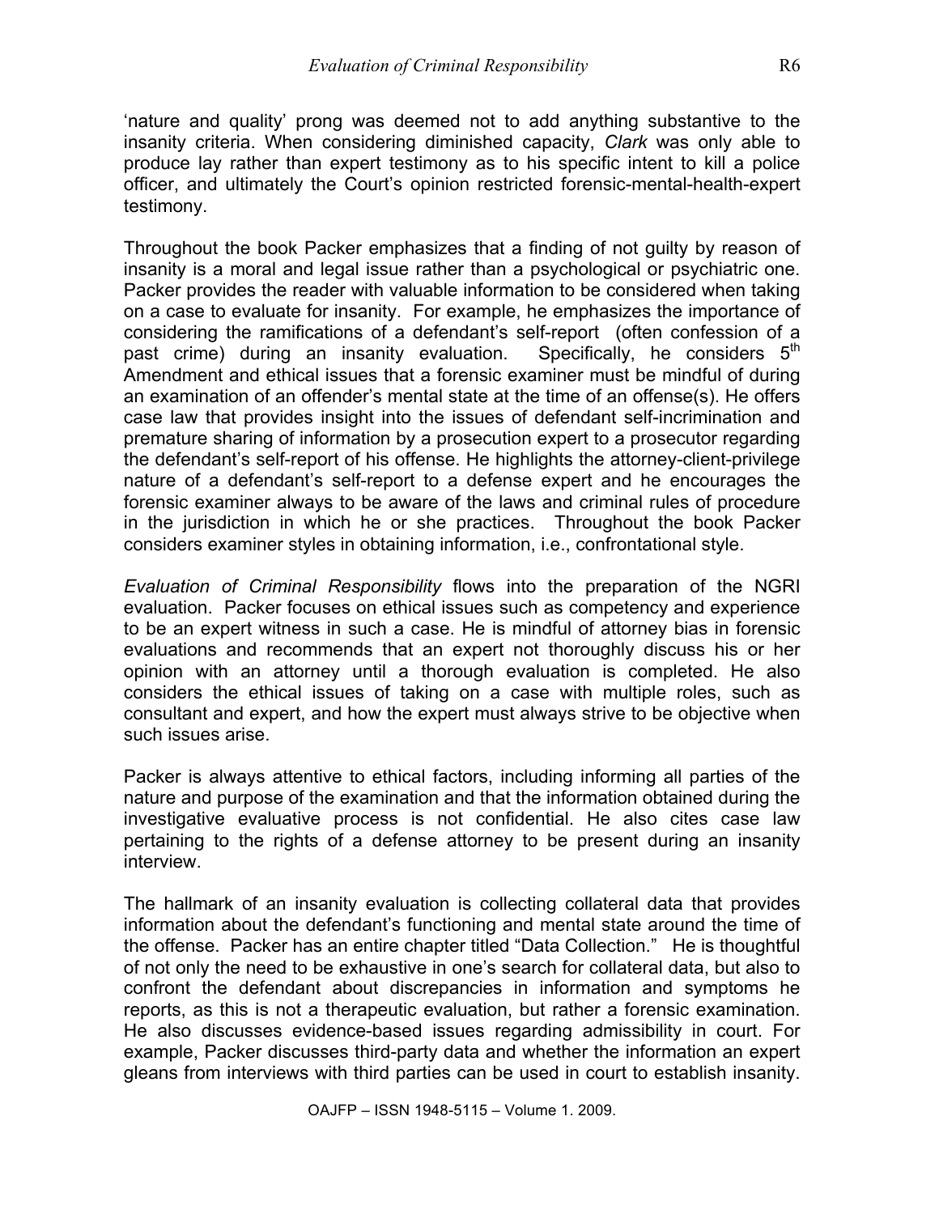'nature and quality' prong was deemed not to add anything substantive to the insanity criteria. When considering diminished capacity, *Clark* was only able to produce lay rather than expert testimony as to his specific intent to kill a police officer, and ultimately the Court's opinion restricted forensic-mental-health-expert testimony.

Throughout the book Packer emphasizes that a finding of not guilty by reason of insanity is a moral and legal issue rather than a psychological or psychiatric one. Packer provides the reader with valuable information to be considered when taking on a case to evaluate for insanity. For example, he emphasizes the importance of considering the ramifications of a defendant's self-report (often confession of a past crime) during an insanity evaluation. Specifically, he considers 5th Amendment and ethical issues that a forensic examiner must be mindful of during an examination of an offender's mental state at the time of an offense(s). He offers case law that provides insight into the issues of defendant self-incrimination and premature sharing of information by a prosecution expert to a prosecutor regarding the defendant's self-report of his offense. He highlights the attorney-client-privilege nature of a defendant's self-report to a defense expert and he encourages the forensic examiner always to be aware of the laws and criminal rules of procedure in the jurisdiction in which he or she practices. Throughout the book Packer considers examiner styles in obtaining information, i.e., confrontational style.

*Evaluation of Criminal Responsibility* flows into the preparation of the NGRI evaluation. Packer focuses on ethical issues such as competency and experience to be an expert witness in such a case. He is mindful of attorney bias in forensic evaluations and recommends that an expert not thoroughly discuss his or her opinion with an attorney until a thorough evaluation is completed. He also considers the ethical issues of taking on a case with multiple roles, such as consultant and expert, and how the expert must always strive to be objective when such issues arise.

Packer is always attentive to ethical factors, including informing all parties of the nature and purpose of the examination and that the information obtained during the investigative evaluative process is not confidential. He also cites case law pertaining to the rights of a defense attorney to be present during an insanity interview.

The hallmark of an insanity evaluation is collecting collateral data that provides information about the defendant's functioning and mental state around the time of the offense. Packer has an entire chapter titled "Data Collection." He is thoughtful of not only the need to be exhaustive in one's search for collateral data, but also to confront the defendant about discrepancies in information and symptoms he reports, as this is not a therapeutic evaluation, but rather a forensic examination. He also discusses evidence-based issues regarding admissibility in court. For example, Packer discusses third-party data and whether the information an expert gleans from interviews with third parties can be used in court to establish insanity.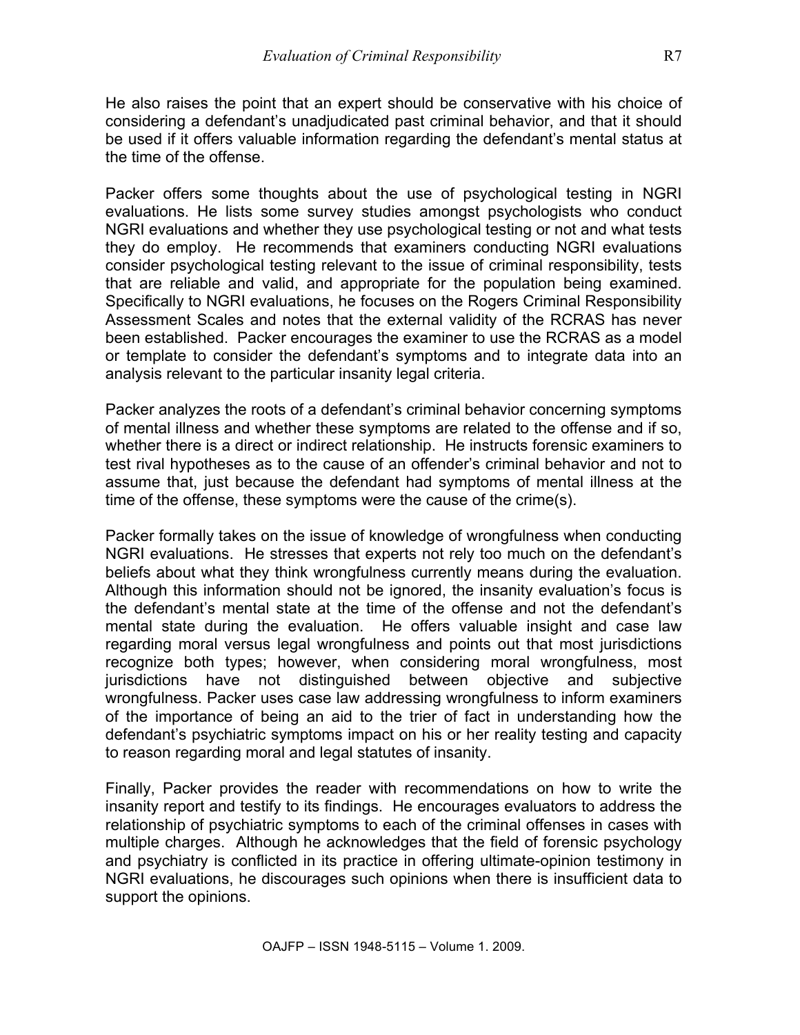He also raises the point that an expert should be conservative with his choice of considering a defendant's unadjudicated past criminal behavior, and that it should be used if it offers valuable information regarding the defendant's mental status at the time of the offense.

Packer offers some thoughts about the use of psychological testing in NGRI evaluations. He lists some survey studies amongst psychologists who conduct NGRI evaluations and whether they use psychological testing or not and what tests they do employ. He recommends that examiners conducting NGRI evaluations consider psychological testing relevant to the issue of criminal responsibility, tests that are reliable and valid, and appropriate for the population being examined. Specifically to NGRI evaluations, he focuses on the Rogers Criminal Responsibility Assessment Scales and notes that the external validity of the RCRAS has never been established. Packer encourages the examiner to use the RCRAS as a model or template to consider the defendant's symptoms and to integrate data into an analysis relevant to the particular insanity legal criteria.

Packer analyzes the roots of a defendant's criminal behavior concerning symptoms of mental illness and whether these symptoms are related to the offense and if so, whether there is a direct or indirect relationship. He instructs forensic examiners to test rival hypotheses as to the cause of an offender's criminal behavior and not to assume that, just because the defendant had symptoms of mental illness at the time of the offense, these symptoms were the cause of the crime(s).

Packer formally takes on the issue of knowledge of wrongfulness when conducting NGRI evaluations. He stresses that experts not rely too much on the defendant's beliefs about what they think wrongfulness currently means during the evaluation. Although this information should not be ignored, the insanity evaluation's focus is the defendant's mental state at the time of the offense and not the defendant's mental state during the evaluation. He offers valuable insight and case law regarding moral versus legal wrongfulness and points out that most jurisdictions recognize both types; however, when considering moral wrongfulness, most jurisdictions have not distinguished between objective and subjective wrongfulness. Packer uses case law addressing wrongfulness to inform examiners of the importance of being an aid to the trier of fact in understanding how the defendant's psychiatric symptoms impact on his or her reality testing and capacity to reason regarding moral and legal statutes of insanity.

Finally, Packer provides the reader with recommendations on how to write the insanity report and testify to its findings. He encourages evaluators to address the relationship of psychiatric symptoms to each of the criminal offenses in cases with multiple charges. Although he acknowledges that the field of forensic psychology and psychiatry is conflicted in its practice in offering ultimate-opinion testimony in NGRI evaluations, he discourages such opinions when there is insufficient data to support the opinions.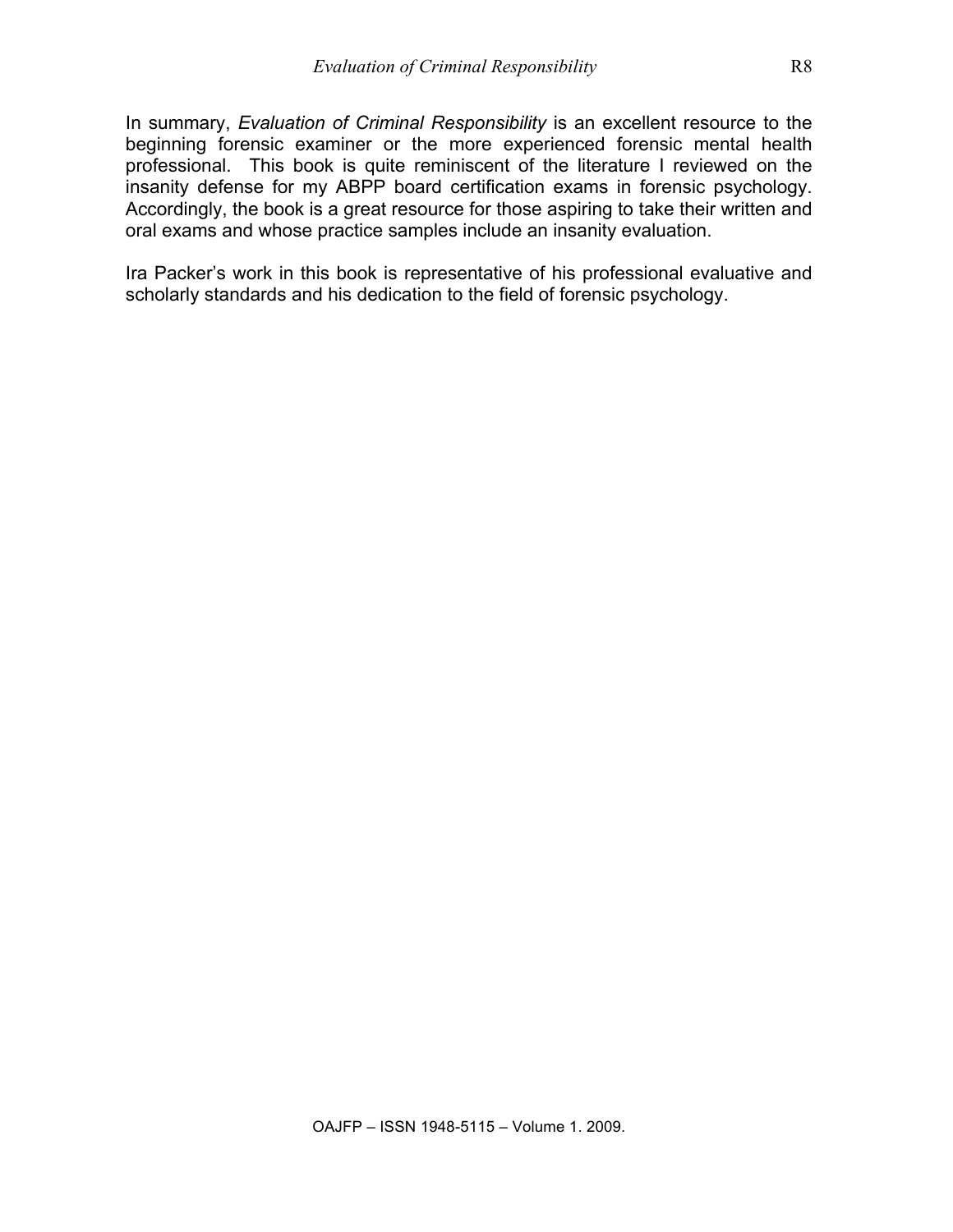In summary, *Evaluation of Criminal Responsibility* is an excellent resource to the beginning forensic examiner or the more experienced forensic mental health professional. This book is quite reminiscent of the literature I reviewed on the insanity defense for my ABPP board certification exams in forensic psychology. Accordingly, the book is a great resource for those aspiring to take their written and oral exams and whose practice samples include an insanity evaluation.

Ira Packer's work in this book is representative of his professional evaluative and scholarly standards and his dedication to the field of forensic psychology.